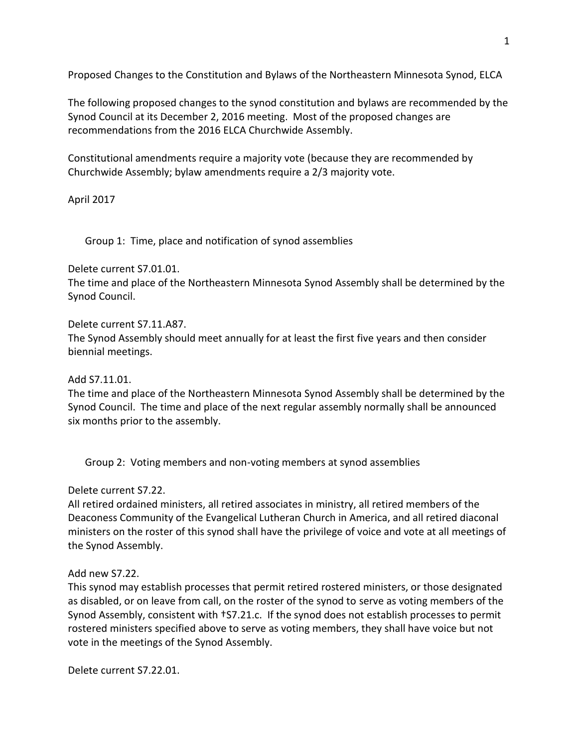Proposed Changes to the Constitution and Bylaws of the Northeastern Minnesota Synod, ELCA

The following proposed changes to the synod constitution and bylaws are recommended by the Synod Council at its December 2, 2016 meeting. Most of the proposed changes are recommendations from the 2016 ELCA Churchwide Assembly.

Constitutional amendments require a majority vote (because they are recommended by Churchwide Assembly; bylaw amendments require a 2/3 majority vote.

April 2017

## Group 1: Time, place and notification of synod assemblies

Delete current S7.01.01.
The time and place of the Northeastern Minnesota Synod Assembly shall be determined by the Synod Council.

Delete current S7.11.A87.
The Synod Assembly should meet annually for at least the first five years and then consider biennial meetings.

Add S7.11.01.
The time and place of the Northeastern Minnesota Synod Assembly shall be determined by the Synod Council. The time and place of the next regular assembly normally shall be announced six months prior to the assembly.

## Group 2: Voting members and non-voting members at synod assemblies

Delete current S7.22.
All retired ordained ministers, all retired associates in ministry, all retired members of the Deaconess Community of the Evangelical Lutheran Church in America, and all retired diaconal ministers on the roster of this synod shall have the privilege of voice and vote at all meetings of the Synod Assembly.

Add new S7.22.
This synod may establish processes that permit retired rostered ministers, or those designated as disabled, or on leave from call, on the roster of the synod to serve as voting members of the Synod Assembly, consistent with †S7.21.c. If the synod does not establish processes to permit rostered ministers specified above to serve as voting members, they shall have voice but not vote in the meetings of the Synod Assembly.

Delete current S7.22.01.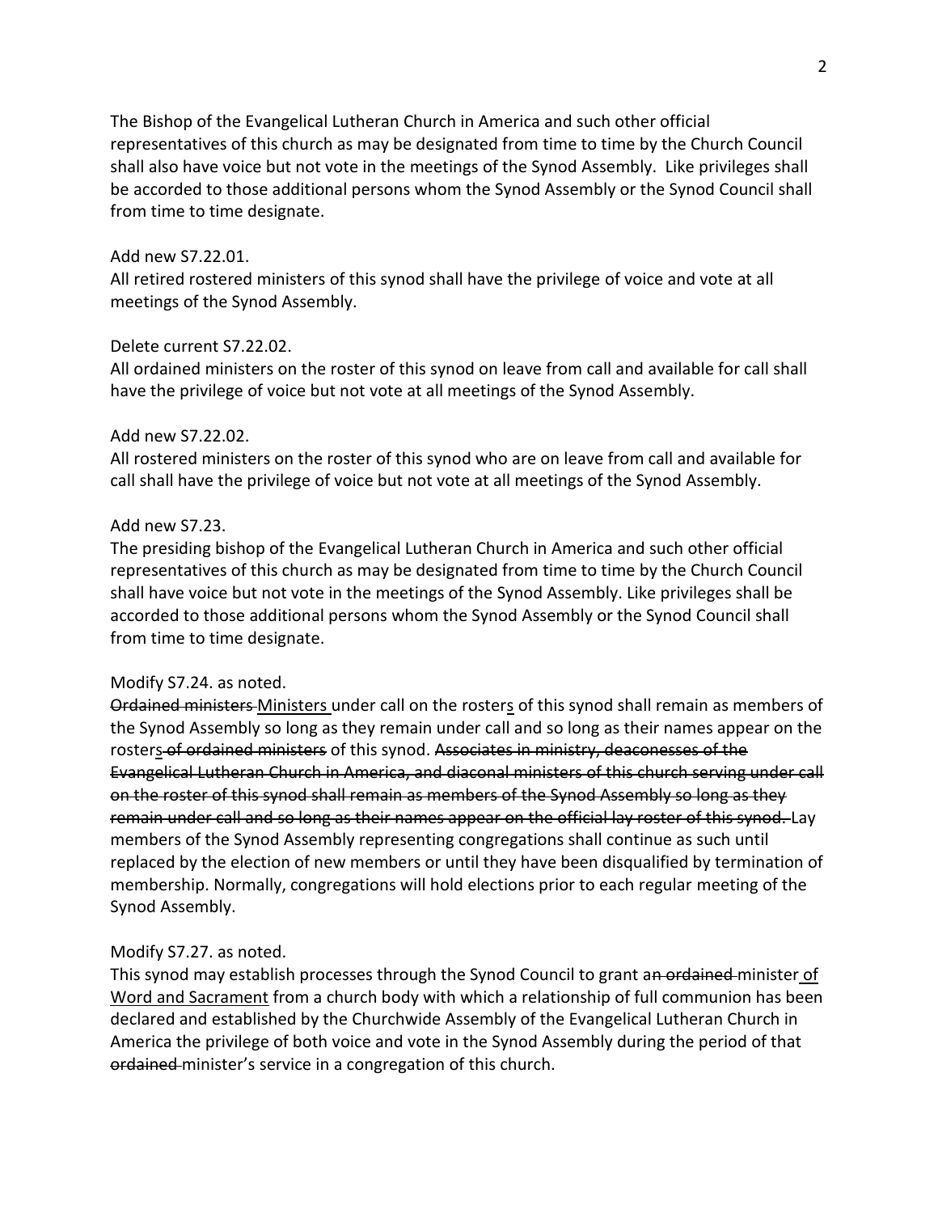The Bishop of the Evangelical Lutheran Church in America and such other official representatives of this church as may be designated from time to time by the Church Council shall also have voice but not vote in the meetings of the Synod Assembly. Like privileges shall be accorded to those additional persons whom the Synod Assembly or the Synod Council shall from time to time designate.

Add new S7.22.01.
All retired rostered ministers of this synod shall have the privilege of voice and vote at all meetings of the Synod Assembly.

Delete current S7.22.02.
All ordained ministers on the roster of this synod on leave from call and available for call shall have the privilege of voice but not vote at all meetings of the Synod Assembly.

Add new S7.22.02.
All rostered ministers on the roster of this synod who are on leave from call and available for call shall have the privilege of voice but not vote at all meetings of the Synod Assembly.

Add new S7.23.
The presiding bishop of the Evangelical Lutheran Church in America and such other official representatives of this church as may be designated from time to time by the Church Council shall have voice but not vote in the meetings of the Synod Assembly. Like privileges shall be accorded to those additional persons whom the Synod Assembly or the Synod Council shall from time to time designate.

Modify S7.24. as noted.
~~Ordained ministers~~ <u>Ministers</u> under call on the roster<u>s</u> of this synod shall remain as members of the Synod Assembly so long as they remain under call and so long as their names appear on the roster<u>s</u> ~~of ordained ministers~~ of this synod. ~~Associates in ministry, deaconesses of the Evangelical Lutheran Church in America, and diaconal ministers of this church serving under call on the roster of this synod shall remain as members of the Synod Assembly so long as they remain under call and so long as their names appear on the official lay roster of this synod.~~ Lay members of the Synod Assembly representing congregations shall continue as such until replaced by the election of new members or until they have been disqualified by termination of membership. Normally, congregations will hold elections prior to each regular meeting of the Synod Assembly.

Modify S7.27. as noted.
This synod may establish processes through the Synod Council to grant a~~n ordained~~ minister <u>of Word and Sacrament</u> from a church body with which a relationship of full communion has been declared and established by the Churchwide Assembly of the Evangelical Lutheran Church in America the privilege of both voice and vote in the Synod Assembly during the period of that ~~ordained~~ minister's service in a congregation of this church.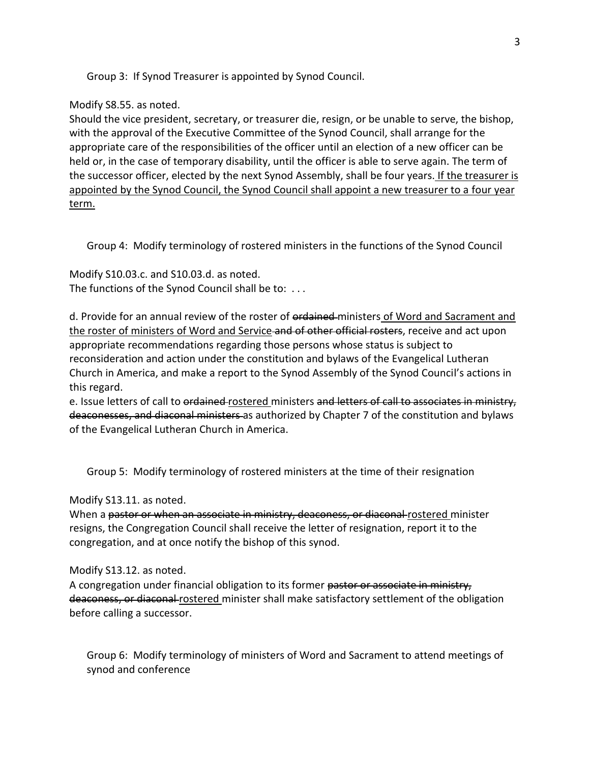Group 3: If Synod Treasurer is appointed by Synod Council.

Modify S8.55. as noted.

Should the vice president, secretary, or treasurer die, resign, or be unable to serve, the bishop, with the approval of the Executive Committee of the Synod Council, shall arrange for the appropriate care of the responsibilities of the officer until an election of a new officer can be held or, in the case of temporary disability, until the officer is able to serve again. The term of the successor officer, elected by the next Synod Assembly, shall be four years. <u>If the treasurer is appointed by the Synod Council, the Synod Council shall appoint a new treasurer to a four year term.</u>

Group 4: Modify terminology of rostered ministers in the functions of the Synod Council

Modify S10.03.c. and S10.03.d. as noted.

The functions of the Synod Council shall be to: . . .

d. Provide for an annual review of the roster of ~~ordained~~ ministers <u>of Word and Sacrament and the roster of ministers of Word and Service</u> ~~and of other official rosters~~, receive and act upon appropriate recommendations regarding those persons whose status is subject to reconsideration and action under the constitution and bylaws of the Evangelical Lutheran Church in America, and make a report to the Synod Assembly of the Synod Council's actions in this regard.

e. Issue letters of call to ~~ordained~~ <u>rostered</u> ministers ~~and letters of call to associates in ministry, deaconesses, and diaconal ministers~~ as authorized by Chapter 7 of the constitution and bylaws of the Evangelical Lutheran Church in America.

Group 5: Modify terminology of rostered ministers at the time of their resignation

Modify S13.11. as noted.

When a ~~pastor or when an associate in ministry, deaconess, or diaconal~~ <u>rostered</u> minister resigns, the Congregation Council shall receive the letter of resignation, report it to the congregation, and at once notify the bishop of this synod.

Modify S13.12. as noted.

A congregation under financial obligation to its former ~~pastor or associate in ministry, deaconess, or diaconal~~ <u>rostered</u> minister shall make satisfactory settlement of the obligation before calling a successor.

Group 6: Modify terminology of ministers of Word and Sacrament to attend meetings of synod and conference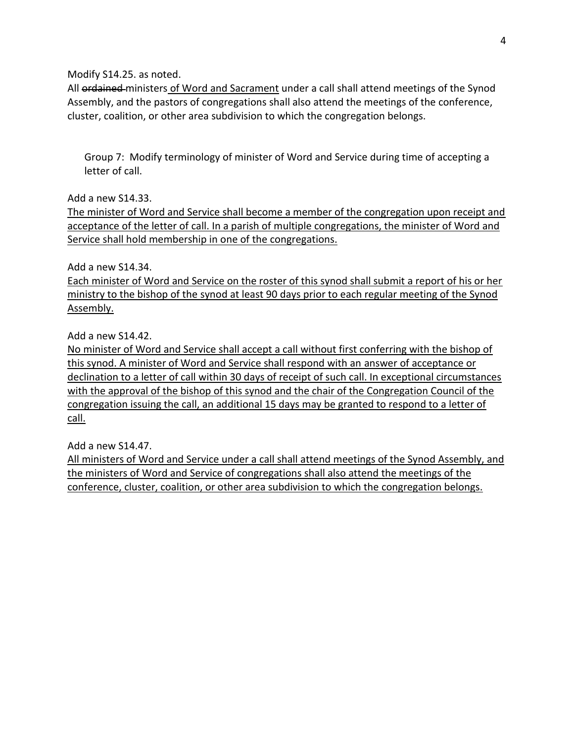Modify S14.25. as noted.

All ~~ordained~~ ministers <u>of Word and Sacrament</u> under a call shall attend meetings of the Synod Assembly, and the pastors of congregations shall also attend the meetings of the conference, cluster, coalition, or other area subdivision to which the congregation belongs.

> Group 7: Modify terminology of minister of Word and Service during time of accepting a letter of call.

Add a new S14.33.

<u>The minister of Word and Service shall become a member of the congregation upon receipt and acceptance of the letter of call. In a parish of multiple congregations, the minister of Word and Service shall hold membership in one of the congregations.</u>

Add a new S14.34.

<u>Each minister of Word and Service on the roster of this synod shall submit a report of his or her ministry to the bishop of the synod at least 90 days prior to each regular meeting of the Synod Assembly.</u>

Add a new S14.42.

<u>No minister of Word and Service shall accept a call without first conferring with the bishop of this synod. A minister of Word and Service shall respond with an answer of acceptance or declination to a letter of call within 30 days of receipt of such call. In exceptional circumstances with the approval of the bishop of this synod and the chair of the Congregation Council of the congregation issuing the call, an additional 15 days may be granted to respond to a letter of call.</u>

Add a new S14.47.

<u>All ministers of Word and Service under a call shall attend meetings of the Synod Assembly, and the ministers of Word and Service of congregations shall also attend the meetings of the conference, cluster, coalition, or other area subdivision to which the congregation belongs.</u>